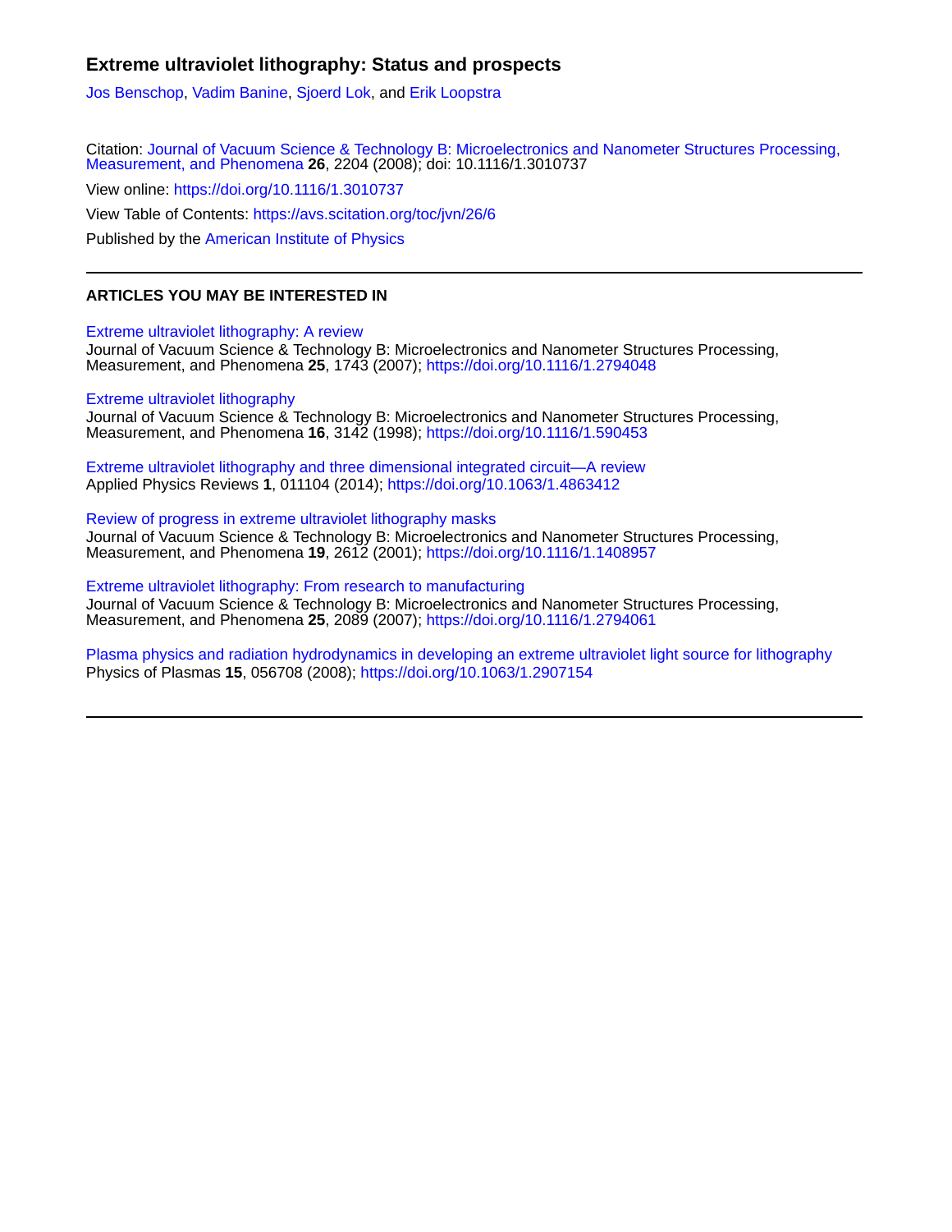# Extreme ultraviolet lithography: Status and prospects

Jos Benschop, Vadim Banine, Sjoerd Lok, and Erik Loopstra

Citation: Journal of Vacuum Science & Technology B: Microelectronics and Nanometer Structures Processing, Measurement, and Phenomena **26**, 2204 (2008); doi: 10.1116/1.3010737

View online: https://doi.org/10.1116/1.3010737

View Table of Contents: https://avs.scitation.org/toc/jvn/26/6

Published by the American Institute of Physics

---

## ARTICLES YOU MAY BE INTERESTED IN

Extreme ultraviolet lithography: A review
Journal of Vacuum Science & Technology B: Microelectronics and Nanometer Structures Processing, Measurement, and Phenomena **25**, 1743 (2007); https://doi.org/10.1116/1.2794048

Extreme ultraviolet lithography
Journal of Vacuum Science & Technology B: Microelectronics and Nanometer Structures Processing, Measurement, and Phenomena **16**, 3142 (1998); https://doi.org/10.1116/1.590453

Extreme ultraviolet lithography and three dimensional integrated circuit—A review
Applied Physics Reviews **1**, 011104 (2014); https://doi.org/10.1063/1.4863412

Review of progress in extreme ultraviolet lithography masks
Journal of Vacuum Science & Technology B: Microelectronics and Nanometer Structures Processing, Measurement, and Phenomena **19**, 2612 (2001); https://doi.org/10.1116/1.1408957

Extreme ultraviolet lithography: From research to manufacturing
Journal of Vacuum Science & Technology B: Microelectronics and Nanometer Structures Processing, Measurement, and Phenomena **25**, 2089 (2007); https://doi.org/10.1116/1.2794061

Plasma physics and radiation hydrodynamics in developing an extreme ultraviolet light source for lithography
Physics of Plasmas **15**, 056708 (2008); https://doi.org/10.1063/1.2907154

---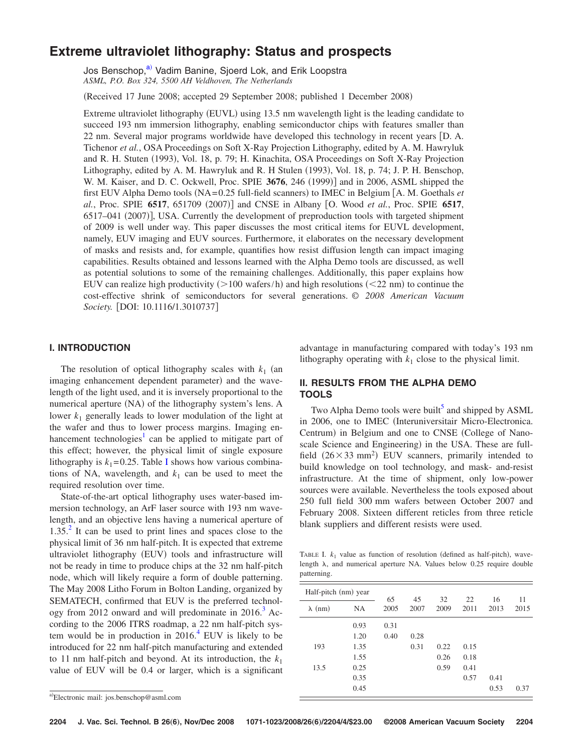# Extreme ultraviolet lithography: Status and prospects

Jos Benschop,[a] Vadim Banine, Sjoerd Lok, and Erik Loopstra
*ASML, P.O. Box 324, 5500 AH Veldhoven, The Netherlands*

(Received 17 June 2008; accepted 29 September 2008; published 1 December 2008)

Extreme ultraviolet lithography (EUVL) using 13.5 nm wavelength light is the leading candidate to succeed 193 nm immersion lithography, enabling semiconductor chips with features smaller than 22 nm. Several major programs worldwide have developed this technology in recent years [D. A. Tichenor *et al.*, OSA Proceedings on Soft X-Ray Projection Lithography, edited by A. M. Hawryluk and R. H. Stuten (1993), Vol. 18, p. 79; H. Kinachita, OSA Proceedings on Soft X-Ray Projection Lithography, edited by A. M. Hawryluk and R. H Stulen (1993), Vol. 18, p. 74; J. P. H. Benschop, W. M. Kaiser, and D. C. Ockwell, Proc. SPIE **3676**, 246 (1999)] and in 2006, ASML shipped the first EUV Alpha Demo tools (NA=0.25 full-field scanners) to IMEC in Belgium [A. M. Goethals *et al.*, Proc. SPIE **6517**, 651709 (2007)] and CNSE in Albany [O. Wood *et al.*, Proc. SPIE **6517**, 6517–041 (2007)], USA. Currently the development of preproduction tools with targeted shipment of 2009 is well under way. This paper discusses the most critical items for EUVL development, namely, EUV imaging and EUV sources. Furthermore, it elaborates on the necessary development of masks and resists and, for example, quantifies how resist diffusion length can impact imaging capabilities. Results obtained and lessons learned with the Alpha Demo tools are discussed, as well as potential solutions to some of the remaining challenges. Additionally, this paper explains how EUV can realize high productivity (>100 wafers/h) and high resolutions (<22 nm) to continue the cost-effective shrink of semiconductors for several generations. © *2008 American Vacuum Society.* [DOI: 10.1116/1.3010737]

## I. INTRODUCTION

The resolution of optical lithography scales with $k_1$ (an imaging enhancement dependent parameter) and the wavelength of the light used, and it is inversely proportional to the numerical aperture (NA) of the lithography system's lens. A lower $k_1$ generally leads to lower modulation of the light at the wafer and thus to lower process margins. Imaging enhancement technologies[1] can be applied to mitigate part of this effect; however, the physical limit of single exposure lithography is $k_1=0.25$. Table I shows how various combinations of NA, wavelength, and $k_1$ can be used to meet the required resolution over time.

State-of-the-art optical lithography uses water-based immersion technology, an ArF laser source with 193 nm wavelength, and an objective lens having a numerical aperture of 1.35.[2] It can be used to print lines and spaces close to the physical limit of 36 nm half-pitch. It is expected that extreme ultraviolet lithography (EUV) tools and infrastructure will not be ready in time to produce chips at the 32 nm half-pitch node, which will likely require a form of double patterning. The May 2008 Litho Forum in Bolton Landing, organized by SEMATECH, confirmed that EUV is the preferred technology from 2012 onward and will predominate in 2016.[3] According to the 2006 ITRS roadmap, a 22 nm half-pitch system would be in production in 2016.[4] EUV is likely to be introduced for 22 nm half-pitch manufacturing and extended to 11 nm half-pitch and beyond. At its introduction, the $k_1$ value of EUV will be 0.4 or larger, which is a significant advantage in manufacturing compared with today's 193 nm lithography operating with $k_1$ close to the physical limit.

## II. RESULTS FROM THE ALPHA DEMO TOOLS

Two Alpha Demo tools were built[5] and shipped by ASML in 2006, one to IMEC (Interuniversitair Micro-Electronica. Centrum) in Belgium and one to CNSE (College of Nanoscale Science and Engineering) in the USA. These are full-field ($26\times33$ mm$^2$) EUV scanners, primarily intended to build knowledge on tool technology, and mask- and-resist infrastructure. At the time of shipment, only low-power sources were available. Nevertheless the tools exposed about 250 full field 300 mm wafers between October 2007 and February 2008. Sixteen different reticles from three reticle blank suppliers and different resists were used.

TABLE I. $k_1$ value as function of resolution (defined as half-pitch), wavelength λ, and numerical aperture NA. Values below 0.25 require double patterning.

| Half-pitch (nm) year | | 65 | 45 | 32 | 22 | 16 | 11 |
|---|---|---|---|---|---|---|---|
| λ (nm) | NA | 2005 | 2007 | 2009 | 2011 | 2013 | 2015 |
| | 0.93 | 0.31 | | | | | |
| | 1.20 | 0.40 | 0.28 | | | | |
| 193 | 1.35 | | 0.31 | 0.22 | 0.15 | | |
| | 1.55 | | | 0.26 | 0.18 | | |
| 13.5 | 0.25 | | | 0.59 | 0.41 | | |
| | 0.35 | | | | 0.57 | 0.41 | |
| | 0.45 | | | | | 0.53 | 0.37 |

[a]Electronic mail: jos.benschop@asml.com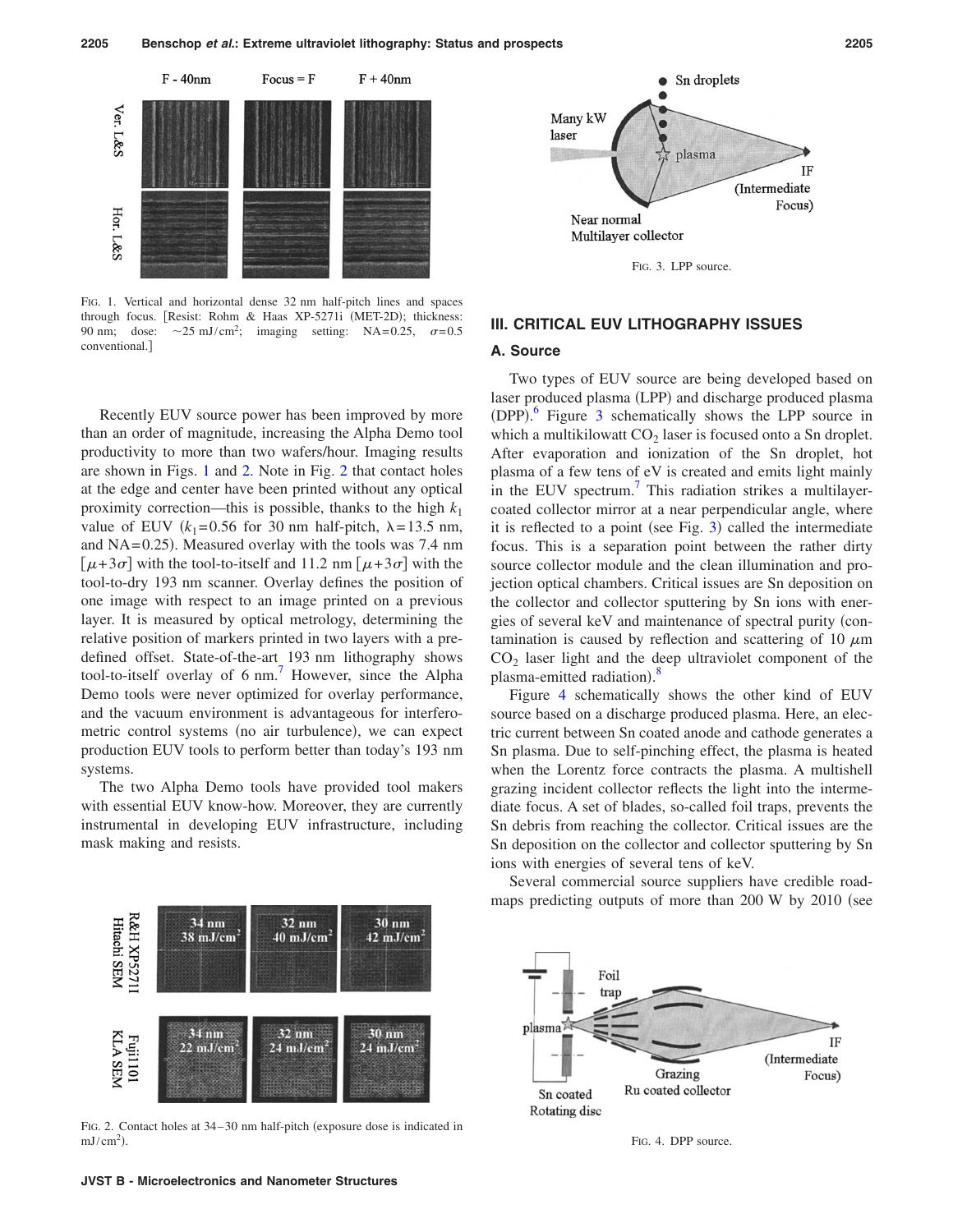FIG. 1. Vertical and horizontal dense 32 nm half-pitch lines and spaces through focus. [Resist: Rohm & Haas XP-5271i (MET-2D); thickness: 90 nm; dose: ~25 mJ/cm$^2$; imaging setting: NA=0.25, $\sigma$=0.5 conventional.]

Recently EUV source power has been improved by more than an order of magnitude, increasing the Alpha Demo tool productivity to more than two wafers/hour. Imaging results are shown in Figs. 1 and 2. Note in Fig. 2 that contact holes at the edge and center have been printed without any optical proximity correction—this is possible, thanks to the high $k_1$ value of EUV ($k_1$=0.56 for 30 nm half-pitch, $\lambda$=13.5 nm, and NA=0.25). Measured overlay with the tools was 7.4 nm [$\mu+3\sigma$] with the tool-to-itself and 11.2 nm [$\mu+3\sigma$] with the tool-to-dry 193 nm scanner. Overlay defines the position of one image with respect to an image printed on a previous layer. It is measured by optical metrology, determining the relative position of markers printed in two layers with a predefined offset. State-of-the-art 193 nm lithography shows tool-to-itself overlay of 6 nm.[7] However, since the Alpha Demo tools were never optimized for overlay performance, and the vacuum environment is advantageous for interferometric control systems (no air turbulence), we can expect production EUV tools to perform better than today's 193 nm systems.

The two Alpha Demo tools have provided tool makers with essential EUV know-how. Moreover, they are currently instrumental in developing EUV infrastructure, including mask making and resists.

FIG. 2. Contact holes at 34–30 nm half-pitch (exposure dose is indicated in mJ/cm$^2$).

FIG. 3. LPP source.

## III. CRITICAL EUV LITHOGRAPHY ISSUES

### A. Source

Two types of EUV source are being developed based on laser produced plasma (LPP) and discharge produced plasma (DPP).[6] Figure 3 schematically shows the LPP source in which a multikilowatt $CO_2$ laser is focused onto a Sn droplet. After evaporation and ionization of the Sn droplet, hot plasma of a few tens of eV is created and emits light mainly in the EUV spectrum.[7] This radiation strikes a multilayer-coated collector mirror at a near perpendicular angle, where it is reflected to a point (see Fig. 3) called the intermediate focus. This is a separation point between the rather dirty source collector module and the clean illumination and projection optical chambers. Critical issues are Sn deposition on the collector and collector sputtering by Sn ions with energies of several keV and maintenance of spectral purity (contamination is caused by reflection and scattering of 10 $\mu$m $CO_2$ laser light and the deep ultraviolet component of the plasma-emitted radiation).[8]

Figure 4 schematically shows the other kind of EUV source based on a discharge produced plasma. Here, an electric current between Sn coated anode and cathode generates a Sn plasma. Due to self-pinching effect, the plasma is heated when the Lorentz force contracts the plasma. A multishell grazing incident collector reflects the light into the intermediate focus. A set of blades, so-called foil traps, prevents the Sn debris from reaching the collector. Critical issues are the Sn deposition on the collector and collector sputtering by Sn ions with energies of several tens of keV.

Several commercial source suppliers have credible roadmaps predicting outputs of more than 200 W by 2010 (see

FIG. 4. DPP source.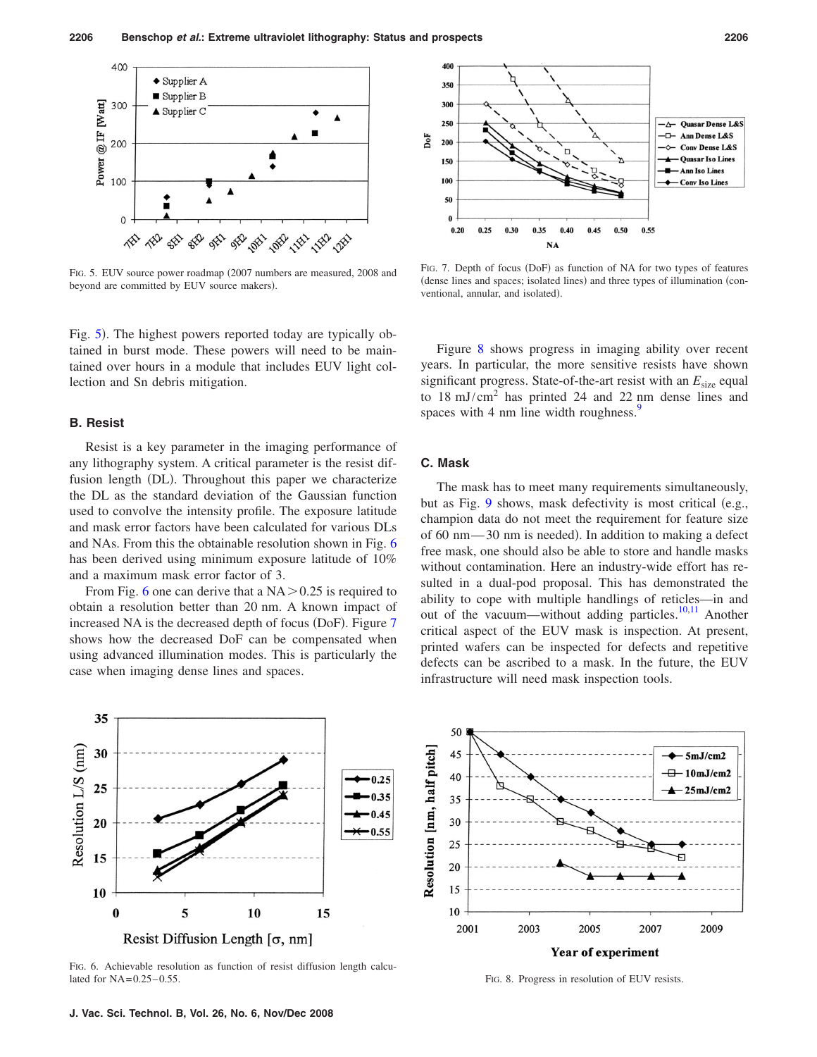Fig. 5. EUV source power roadmap (2007 numbers are measured, 2008 and beyond are committed by EUV source makers).

Fig. 7. Depth of focus (DoF) as function of NA for two types of features (dense lines and spaces; isolated lines) and three types of illumination (conventional, annular, and isolated).

Fig. 5). The highest powers reported today are typically obtained in burst mode. These powers will need to be maintained over hours in a module that includes EUV light collection and Sn debris mitigation.

### B. Resist

Resist is a key parameter in the imaging performance of any lithography system. A critical parameter is the resist diffusion length (DL). Throughout this paper we characterize the DL as the standard deviation of the Gaussian function used to convolve the intensity profile. The exposure latitude and mask error factors have been calculated for various DLs and NAs. From this the obtainable resolution shown in Fig. 6 has been derived using minimum exposure latitude of 10% and a maximum mask error factor of 3.

From Fig. 6 one can derive that a NA > 0.25 is required to obtain a resolution better than 20 nm. A known impact of increased NA is the decreased depth of focus (DoF). Figure 7 shows how the decreased DoF can be compensated when using advanced illumination modes. This is particularly the case when imaging dense lines and spaces.

Figure 8 shows progress in imaging ability over recent years. In particular, the more sensitive resists have shown significant progress. State-of-the-art resist with an $E_{size}$ equal to 18 mJ/cm$^2$ has printed 24 and 22 nm dense lines and spaces with 4 nm line width roughness.[9]

### C. Mask

The mask has to meet many requirements simultaneously, but as Fig. 9 shows, mask defectivity is most critical (e.g., champion data do not meet the requirement for feature size of 60 nm—30 nm is needed). In addition to making a defect free mask, one should also be able to store and handle masks without contamination. Here an industry-wide effort has resulted in a dual-pod proposal. This has demonstrated the ability to cope with multiple handlings of reticles—in and out of the vacuum—without adding particles.[10,11] Another critical aspect of the EUV mask is inspection. At present, printed wafers can be inspected for defects and repetitive defects can be ascribed to a mask. In the future, the EUV infrastructure will need mask inspection tools.

Fig. 6. Achievable resolution as function of resist diffusion length calculated for NA=0.25–0.55.

Fig. 8. Progress in resolution of EUV resists.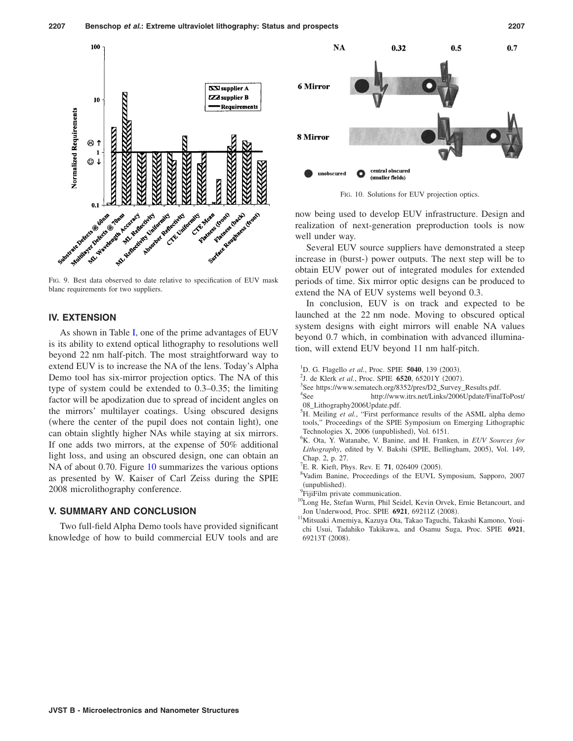100

10

1

0.1

Normalized Requirements

☹ ↑

☺ ↓

supplier A

supplier B

Requirements

Substrate Defects @ 60nm

Multilayer Defects @ 70nm

ML Wavelength Accuracy

ML Reflectivity

ML Reflectivity Uniformity

Absorber Reflectivity

CTE Uniformity

CTE Mean

Flatness (front)

Flatness (back)

Surface Roughness (front)

FIG. 9. Best data observed to date relative to specification of EUV mask blanc requirements for two suppliers.

## IV. EXTENSION

As shown in Table I, one of the prime advantages of EUV is its ability to extend optical lithography to resolutions well beyond 22 nm half-pitch. The most straightforward way to extend EUV is to increase the NA of the lens. Today's Alpha Demo tool has six-mirror projection optics. The NA of this type of system could be extended to 0.3–0.35; the limiting factor will be apodization due to spread of incident angles on the mirrors' multilayer coatings. Using obscured designs (where the center of the pupil does not contain light), one can obtain slightly higher NAs while staying at six mirrors. If one adds two mirrors, at the expense of 50% additional light loss, and using an obscured design, one can obtain an NA of about 0.70. Figure 10 summarizes the various options as presented by W. Kaiser of Carl Zeiss during the SPIE 2008 microlithography conference.

## V. SUMMARY AND CONCLUSION

Two full-field Alpha Demo tools have provided significant knowledge of how to build commercial EUV tools and are now being used to develop EUV infrastructure. Design and realization of next-generation preproduction tools is now well under way.

NA 0.32 0.5 0.7

6 Mirror

8 Mirror

unobscured

central obscured (smaller fields)

FIG. 10. Solutions for EUV projection optics.

Several EUV source suppliers have demonstrated a steep increase in (burst-) power outputs. The next step will be to obtain EUV power out of integrated modules for extended periods of time. Six mirror optic designs can be produced to extend the NA of EUV systems well beyond 0.3.

In conclusion, EUV is on track and expected to be launched at the 22 nm node. Moving to obscured optical system designs with eight mirrors will enable NA values beyond 0.7 which, in combination with advanced illumination, will extend EUV beyond 11 nm half-pitch.

[1] D. G. Flagello *et al.*, Proc. SPIE **5040**, 139 (2003).
[2] J. de Klerk *et al.*, Proc. SPIE **6520**, 65201Y (2007).
[3] See https://www.sematech.org/8352/pres/D2_Survey_Results.pdf.
[4] See http://www.itrs.net/Links/2006Update/FinalToPost/08_Lithography2006Update.pdf.
[5] H. Meiling *et al.*, "First performance results of the ASML alpha demo tools," Proceedings of the SPIE Symposium on Emerging Lithographic Technologies X, 2006 (unpublished), Vol. 6151.
[6] K. Ota, Y. Watanabe, V. Banine, and H. Franken, in *EUV Sources for Lithography*, edited by V. Bakshi (SPIE, Bellingham, 2005), Vol. 149, Chap. 2, p. 27.
[7] E. R. Kieft, Phys. Rev. E **71**, 026409 (2005).
[8] Vadim Banine, Proceedings of the EUVL Symposium, Sapporo, 2007 (unpublished).
[9] FijiFilm private communication.
[10] Long He, Stefan Wurm, Phil Seidel, Kevin Orvek, Ernie Betancourt, and Jon Underwood, Proc. SPIE **6921**, 69211Z (2008).
[11] Mitsuaki Amemiya, Kazuya Ota, Takao Taguchi, Takashi Kamono, Youichi Usui, Tadahiko Takikawa, and Osamu Suga, Proc. SPIE **6921**, 69213T (2008).